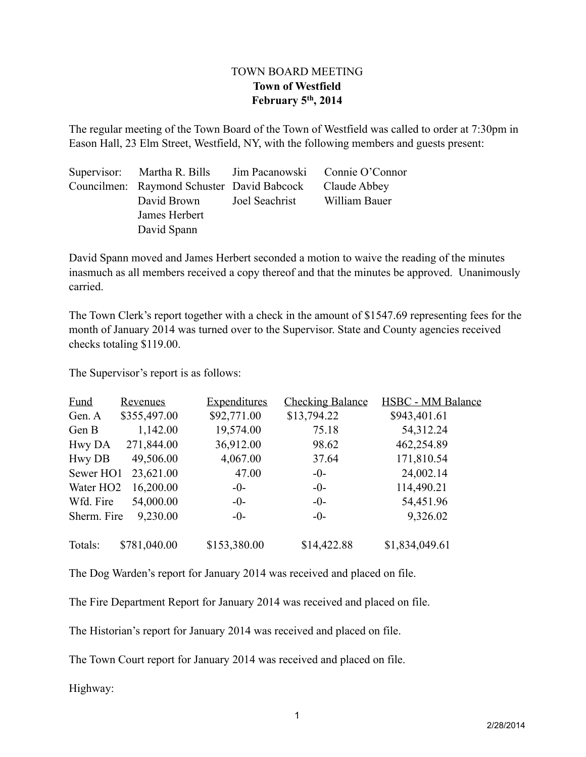# TOWN BOARD MEETING
## Town of Westfield
## February 5th, 2014

The regular meeting of the Town Board of the Town of Westfield was called to order at 7:30pm in Eason Hall, 23 Elm Street, Westfield, NY, with the following members and guests present:

| | | | |
|---|---|---|---|
| Supervisor: | Martha R. Bills | Jim Pacanowski | Connie O'Connor |
| Councilmen: | Raymond Schuster | David Babcock | Claude Abbey |
| | David Brown | Joel Seachrist | William Bauer |
| | James Herbert | | |
| | David Spann | | |

David Spann moved and James Herbert seconded a motion to waive the reading of the minutes inasmuch as all members received a copy thereof and that the minutes be approved. Unanimously carried.

The Town Clerk's report together with a check in the amount of $1547.69 representing fees for the month of January 2014 was turned over to the Supervisor. State and County agencies received checks totaling $119.00.

The Supervisor's report is as follows:

| Fund | Revenues | Expenditures | Checking Balance | HSBC - MM Balance |
|---|---|---|---|---|
| Gen. A | $355,497.00 | $92,771.00 | $13,794.22 | $943,401.61 |
| Gen B | 1,142.00 | 19,574.00 | 75.18 | 54,312.24 |
| Hwy DA | 271,844.00 | 36,912.00 | 98.62 | 462,254.89 |
| Hwy DB | 49,506.00 | 4,067.00 | 37.64 | 171,810.54 |
| Sewer HO1 | 23,621.00 | 47.00 | -0- | 24,002.14 |
| Water HO2 | 16,200.00 | -0- | -0- | 114,490.21 |
| Wfd. Fire | 54,000.00 | -0- | -0- | 54,451.96 |
| Sherm. Fire | 9,230.00 | -0- | -0- | 9,326.02 |
| Totals: | $781,040.00 | $153,380.00 | $14,422.88 | $1,834,049.61 |

The Dog Warden's report for January 2014 was received and placed on file.

The Fire Department Report for January 2014 was received and placed on file.

The Historian's report for January 2014 was received and placed on file.

The Town Court report for January 2014 was received and placed on file.

Highway: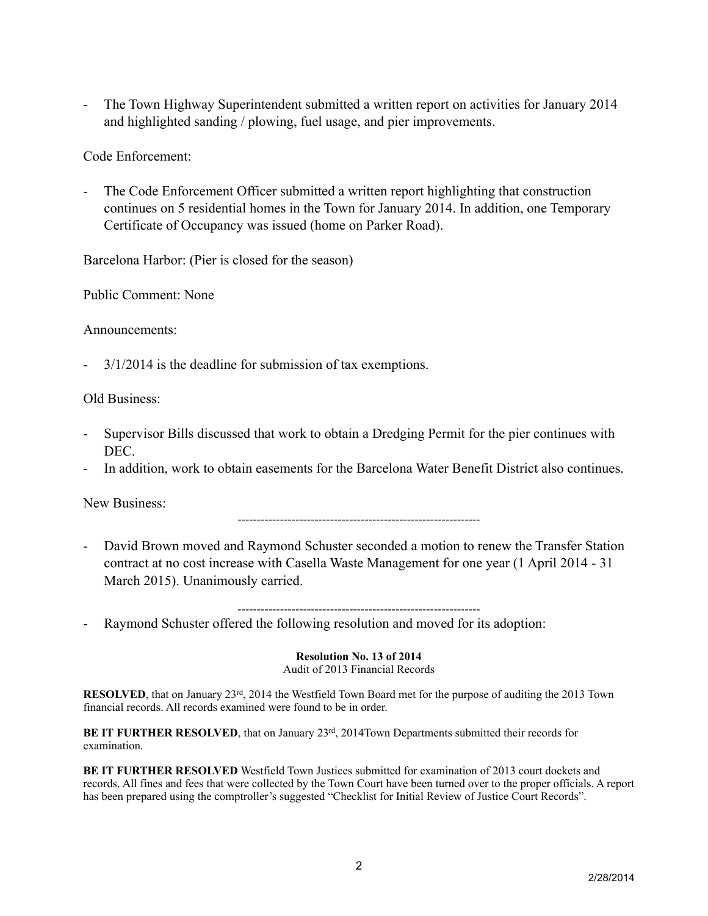- The Town Highway Superintendent submitted a written report on activities for January 2014 and highlighted sanding / plowing, fuel usage, and pier improvements.

Code Enforcement:

- The Code Enforcement Officer submitted a written report highlighting that construction continues on 5 residential homes in the Town for January 2014. In addition, one Temporary Certificate of Occupancy was issued (home on Parker Road).

Barcelona Harbor: (Pier is closed for the season)

Public Comment: None

Announcements:

- 3/1/2014 is the deadline for submission of tax exemptions.

Old Business:

- Supervisor Bills discussed that work to obtain a Dredging Permit for the pier continues with DEC.
- In addition, work to obtain easements for the Barcelona Water Benefit District also continues.

New Business:

---------------------------------------------------------------

- David Brown moved and Raymond Schuster seconded a motion to renew the Transfer Station contract at no cost increase with Casella Waste Management for one year (1 April 2014 - 31 March 2015). Unanimously carried.

---------------------------------------------------------------

- Raymond Schuster offered the following resolution and moved for its adoption:

**Resolution No. 13 of 2014**
Audit of 2013 Financial Records

**RESOLVED**, that on January 23rd, 2014 the Westfield Town Board met for the purpose of auditing the 2013 Town financial records. All records examined were found to be in order.

**BE IT FURTHER RESOLVED**, that on January 23rd, 2014Town Departments submitted their records for examination.

**BE IT FURTHER RESOLVED** Westfield Town Justices submitted for examination of 2013 court dockets and records. All fines and fees that were collected by the Town Court have been turned over to the proper officials. A report has been prepared using the comptroller's suggested "Checklist for Initial Review of Justice Court Records".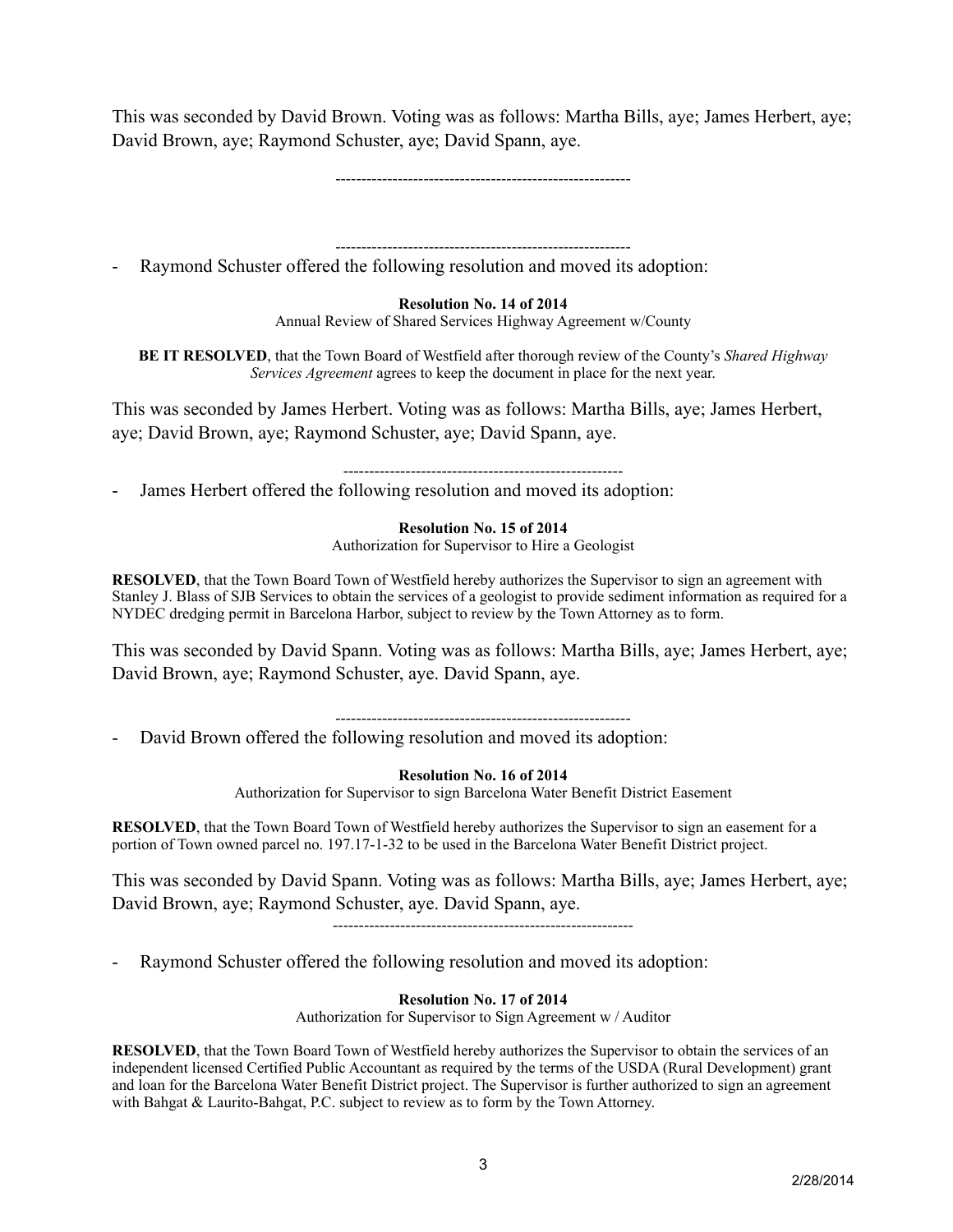This was seconded by David Brown. Voting was as follows: Martha Bills, aye; James Herbert, aye; David Brown, aye; Raymond Schuster, aye; David Spann, aye.

---

---

- Raymond Schuster offered the following resolution and moved its adoption:

**Resolution No. 14 of 2014**
Annual Review of Shared Services Highway Agreement w/County

**BE IT RESOLVED**, that the Town Board of Westfield after thorough review of the County's *Shared Highway Services Agreement* agrees to keep the document in place for the next year.

This was seconded by James Herbert. Voting was as follows: Martha Bills, aye; James Herbert, aye; David Brown, aye; Raymond Schuster, aye; David Spann, aye.

---

- James Herbert offered the following resolution and moved its adoption:

**Resolution No. 15 of 2014**
Authorization for Supervisor to Hire a Geologist

**RESOLVED**, that the Town Board Town of Westfield hereby authorizes the Supervisor to sign an agreement with Stanley J. Blass of SJB Services to obtain the services of a geologist to provide sediment information as required for a NYDEC dredging permit in Barcelona Harbor, subject to review by the Town Attorney as to form.

This was seconded by David Spann. Voting was as follows: Martha Bills, aye; James Herbert, aye; David Brown, aye; Raymond Schuster, aye. David Spann, aye.

---

- David Brown offered the following resolution and moved its adoption:

**Resolution No. 16 of 2014**
Authorization for Supervisor to sign Barcelona Water Benefit District Easement

**RESOLVED**, that the Town Board Town of Westfield hereby authorizes the Supervisor to sign an easement for a portion of Town owned parcel no. 197.17-1-32 to be used in the Barcelona Water Benefit District project.

This was seconded by David Spann. Voting was as follows: Martha Bills, aye; James Herbert, aye; David Brown, aye; Raymond Schuster, aye. David Spann, aye.

---

- Raymond Schuster offered the following resolution and moved its adoption:

**Resolution No. 17 of 2014**
Authorization for Supervisor to Sign Agreement w / Auditor

**RESOLVED**, that the Town Board Town of Westfield hereby authorizes the Supervisor to obtain the services of an independent licensed Certified Public Accountant as required by the terms of the USDA (Rural Development) grant and loan for the Barcelona Water Benefit District project. The Supervisor is further authorized to sign an agreement with Bahgat & Laurito-Bahgat, P.C. subject to review as to form by the Town Attorney.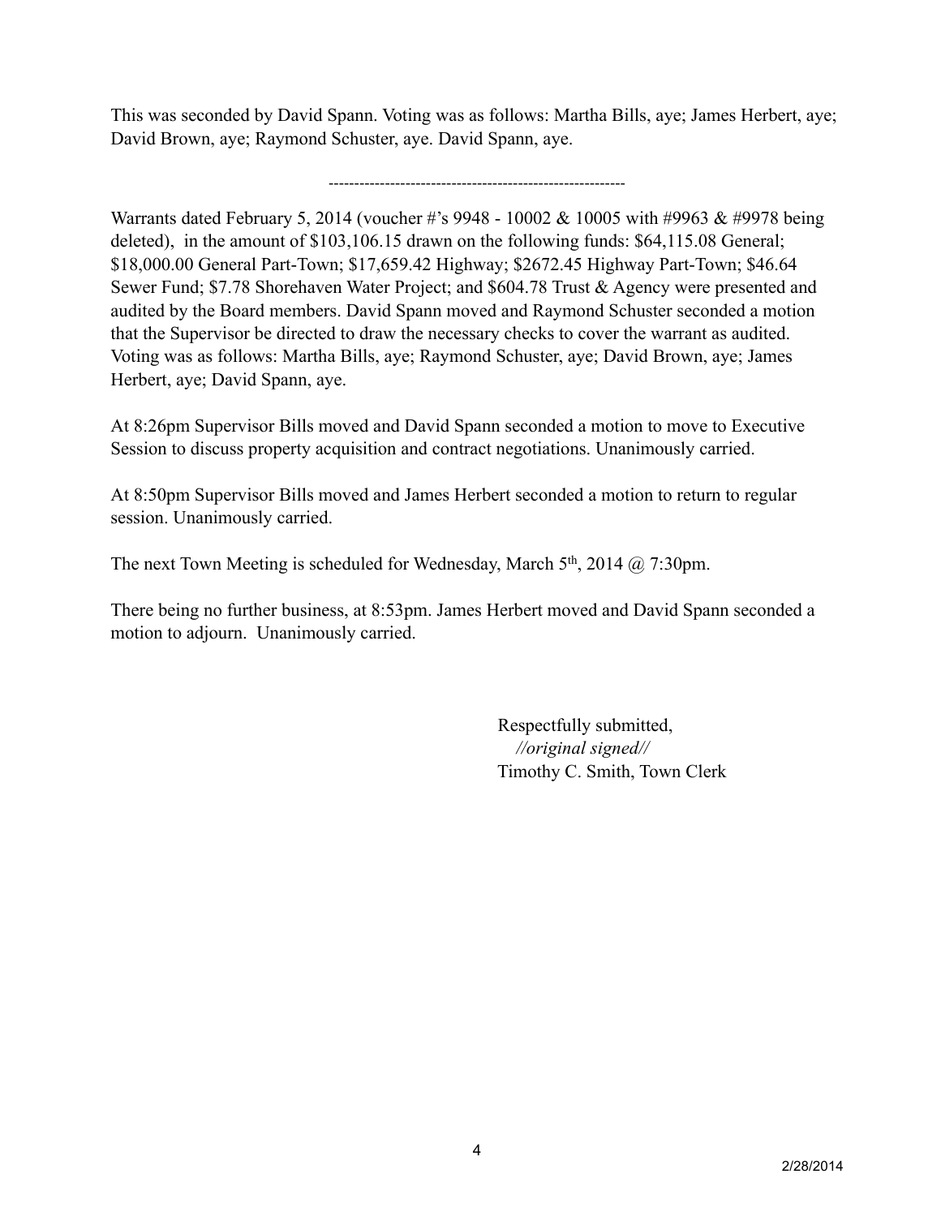This was seconded by David Spann. Voting was as follows: Martha Bills, aye; James Herbert, aye; David Brown, aye; Raymond Schuster, aye. David Spann, aye.

---

Warrants dated February 5, 2014 (voucher #'s 9948 - 10002 & 10005 with #9963 & #9978 being deleted), in the amount of $103,106.15 drawn on the following funds: $64,115.08 General; $18,000.00 General Part-Town; $17,659.42 Highway; $2672.45 Highway Part-Town; $46.64 Sewer Fund; $7.78 Shorehaven Water Project; and $604.78 Trust & Agency were presented and audited by the Board members. David Spann moved and Raymond Schuster seconded a motion that the Supervisor be directed to draw the necessary checks to cover the warrant as audited. Voting was as follows: Martha Bills, aye; Raymond Schuster, aye; David Brown, aye; James Herbert, aye; David Spann, aye.

At 8:26pm Supervisor Bills moved and David Spann seconded a motion to move to Executive Session to discuss property acquisition and contract negotiations. Unanimously carried.

At 8:50pm Supervisor Bills moved and James Herbert seconded a motion to return to regular session. Unanimously carried.

The next Town Meeting is scheduled for Wednesday, March 5th, 2014 @ 7:30pm.

There being no further business, at 8:53pm. James Herbert moved and David Spann seconded a motion to adjourn. Unanimously carried.

Respectfully submitted,
*//original signed//*
Timothy C. Smith, Town Clerk